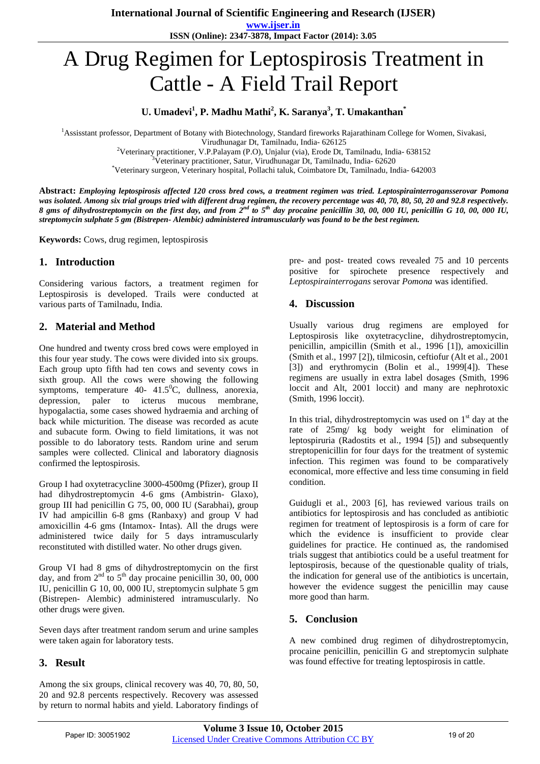# A Drug Regimen for Leptospirosis Treatment in Cattle - A Field Trail Report

**U. Umadevi[1], P. Madhu Mathi[2], K. Saranya[3], T. Umakanthan[*]**

[1]Assisstant professor, Department of Botany with Biotechnology, Standard fireworks Rajarathinam College for Women, Sivakasi, Virudhunagar Dt, Tamilnadu, India- 626125

[2]Veterinary practitioner, V.P.Palayam (P.O), Unjalur (via), Erode Dt, Tamilnadu, India- 638152

[3]Veterinary practitioner, Satur, Virudhunagar Dt, Tamilnadu, India- 62620

[*]Veterinary surgeon, Veterinary hospital, Pollachi taluk, Coimbatore Dt, Tamilnadu, India- 642003

**Abstract:** ***Employing leptospirosis affected 120 cross bred cows, a treatment regimen was tried. Leptospirainterrogansserovar Pomona was isolated. Among six trial groups tried with different drug regimen, the recovery percentage was 40, 70, 80, 50, 20 and 92.8 respectively. 8 gms of dihydrostreptomycin on the first day, and from 2nd to 5th day procaine penicillin 30, 00, 000 IU, penicillin G 10, 00, 000 IU, streptomycin sulphate 5 gm (Bistrepen- Alembic) administered intramuscularly was found to be the best regimen.***

**Keywords:** Cows, drug regimen, leptospirosis

## 1. Introduction

Considering various factors, a treatment regimen for Leptospirosis is developed. Trails were conducted at various parts of Tamilnadu, India.

## 2. Material and Method

One hundred and twenty cross bred cows were employed in this four year study. The cows were divided into six groups. Each group upto fifth had ten cows and seventy cows in sixth group. All the cows were showing the following symptoms, temperature 40- $41.5^0$C, dullness, anorexia, depression, paler to icterus mucous membrane, hypogalactia, some cases showed hydraemia and arching of back while micturition. The disease was recorded as acute and subacute form. Owing to field limitations, it was not possible to do laboratory tests. Random urine and serum samples were collected. Clinical and laboratory diagnosis confirmed the leptospirosis.

Group I had oxytetracycline 3000-4500mg (Pfizer), group II had dihydrostreptomycin 4-6 gms (Ambistrin- Glaxo), group III had penicillin G 75, 00, 000 IU (Sarabhai), group IV had ampicillin 6-8 gms (Ranbaxy) and group V had amoxicillin 4-6 gms (Intamox- Intas). All the drugs were administered twice daily for 5 days intramuscularly reconstituted with distilled water. No other drugs given.

Group VI had 8 gms of dihydrostreptomycin on the first day, and from 2nd to 5th day procaine penicillin 30, 00, 000 IU, penicillin G 10, 00, 000 IU, streptomycin sulphate 5 gm (Bistrepen- Alembic) administered intramuscularly. No other drugs were given.

Seven days after treatment random serum and urine samples were taken again for laboratory tests.

## 3. Result

Among the six groups, clinical recovery was 40, 70, 80, 50, 20 and 92.8 percents respectively. Recovery was assessed by return to normal habits and yield. Laboratory findings of pre- and post- treated cows revealed 75 and 10 percents positive for spirochete presence respectively and *Leptospirainterrogans* serovar *Pomona* was identified.

## 4. Discussion

Usually various drug regimens are employed for Leptospirosis like oxytetracycline, dihydrostreptomycin, penicillin, ampicillin (Smith et al., 1996 [1]), amoxicillin (Smith et al., 1997 [2]), tilmicosin, ceftiofur (Alt et al., 2001 [3]) and erythromycin (Bolin et al., 1999[4]). These regimens are usually in extra label dosages (Smith, 1996 loccit and Alt, 2001 loccit) and many are nephrotoxic (Smith, 1996 loccit).

In this trial, dihydrostreptomycin was used on 1st day at the rate of 25mg/ kg body weight for elimination of leptospiruria (Radostits et al., 1994 [5]) and subsequently streptopenicillin for four days for the treatment of systemic infection. This regimen was found to be comparatively economical, more effective and less time consuming in field condition.

Guidugli et al., 2003 [6], has reviewed various trails on antibiotics for leptospirosis and has concluded as antibiotic regimen for treatment of leptospirosis is a form of care for which the evidence is insufficient to provide clear guidelines for practice. He continued as, the randomised trials suggest that antibiotics could be a useful treatment for leptospirosis, because of the questionable quality of trials, the indication for general use of the antibiotics is uncertain, however the evidence suggest the penicillin may cause more good than harm.

## 5. Conclusion

A new combined drug regimen of dihydrostreptomycin, procaine penicillin, penicillin G and streptomycin sulphate was found effective for treating leptospirosis in cattle.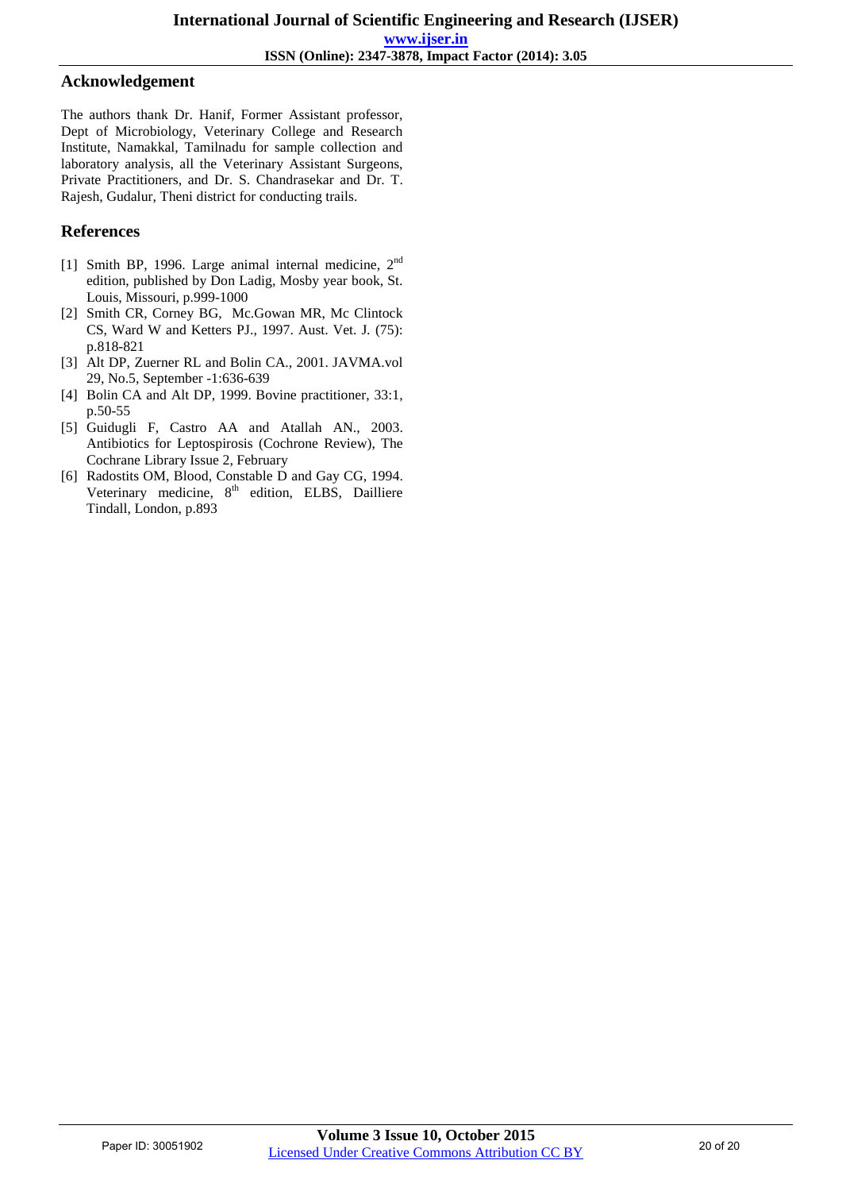## Acknowledgement

The authors thank Dr. Hanif, Former Assistant professor, Dept of Microbiology, Veterinary College and Research Institute, Namakkal, Tamilnadu for sample collection and laboratory analysis, all the Veterinary Assistant Surgeons, Private Practitioners, and Dr. S. Chandrasekar and Dr. T. Rajesh, Gudalur, Theni district for conducting trails.

## References

[1] Smith BP, 1996. Large animal internal medicine, 2nd edition, published by Don Ladig, Mosby year book, St. Louis, Missouri, p.999-1000

[2] Smith CR, Corney BG, Mc.Gowan MR, Mc Clintock CS, Ward W and Ketters PJ., 1997. Aust. Vet. J. (75): p.818-821

[3] Alt DP, Zuerner RL and Bolin CA., 2001. JAVMA.vol 29, No.5, September -1:636-639

[4] Bolin CA and Alt DP, 1999. Bovine practitioner, 33:1, p.50-55

[5] Guidugli F, Castro AA and Atallah AN., 2003. Antibiotics for Leptospirosis (Cochrone Review), The Cochrane Library Issue 2, February

[6] Radostits OM, Blood, Constable D and Gay CG, 1994. Veterinary medicine, 8th edition, ELBS, Dailliere Tindall, London, p.893